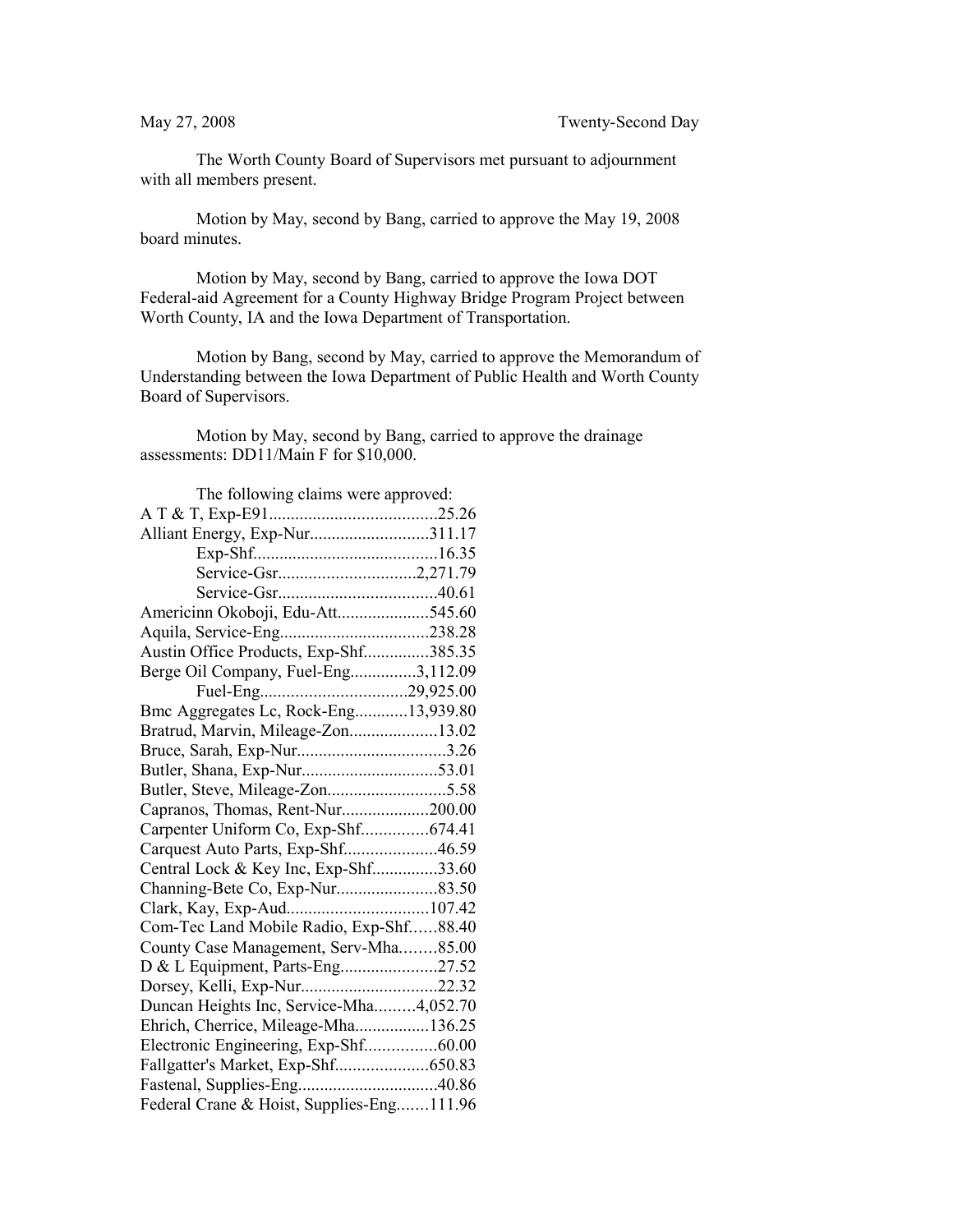May 27, 2008 Twenty-Second Day

The Worth County Board of Supervisors met pursuant to adjournment with all members present.

Motion by May, second by Bang, carried to approve the May 19, 2008 board minutes.

Motion by May, second by Bang, carried to approve the Iowa DOT Federal-aid Agreement for a County Highway Bridge Program Project between Worth County, IA and the Iowa Department of Transportation.

Motion by Bang, second by May, carried to approve the Memorandum of Understanding between the Iowa Department of Public Health and Worth County Board of Supervisors.

Motion by May, second by Bang, carried to approve the drainage assessments: DD11/Main F for $10,000.

The following claims were approved:

A T & T, Exp-E91......................................25.26
Alliant Energy, Exp-Nur...........................311.17
Exp-Shf..........................................16.35
Service-Gsr...............................2,271.79
Service-Gsr....................................40.61
Americinn Okoboji, Edu-Att.....................545.60
Aquila, Service-Eng..................................238.28
Austin Office Products, Exp-Shf...............385.35
Berge Oil Company, Fuel-Eng...............3,112.09
Fuel-Eng.................................29,925.00
Bmc Aggregates Lc, Rock-Eng............13,939.80
Bratrud, Marvin, Mileage-Zon....................13.02
Bruce, Sarah, Exp-Nur..................................3.26
Butler, Shana, Exp-Nur...............................53.01
Butler, Steve, Mileage-Zon...........................5.58
Capranos, Thomas, Rent-Nur....................200.00
Carpenter Uniform Co, Exp-Shf...............674.41
Carquest Auto Parts, Exp-Shf.....................46.59
Central Lock & Key Inc, Exp-Shf...............33.60
Channing-Bete Co, Exp-Nur.......................83.50
Clark, Kay, Exp-Aud................................107.42
Com-Tec Land Mobile Radio, Exp-Shf......88.40
County Case Management, Serv-Mha........85.00
D & L Equipment, Parts-Eng......................27.52
Dorsey, Kelli, Exp-Nur...............................22.32
Duncan Heights Inc, Service-Mha.........4,052.70
Ehrich, Cherrice, Mileage-Mha.................136.25
Electronic Engineering, Exp-Shf................60.00
Fallgatter's Market, Exp-Shf.....................650.83
Fastenal, Supplies-Eng................................40.86
Federal Crane & Hoist, Supplies-Eng.......111.96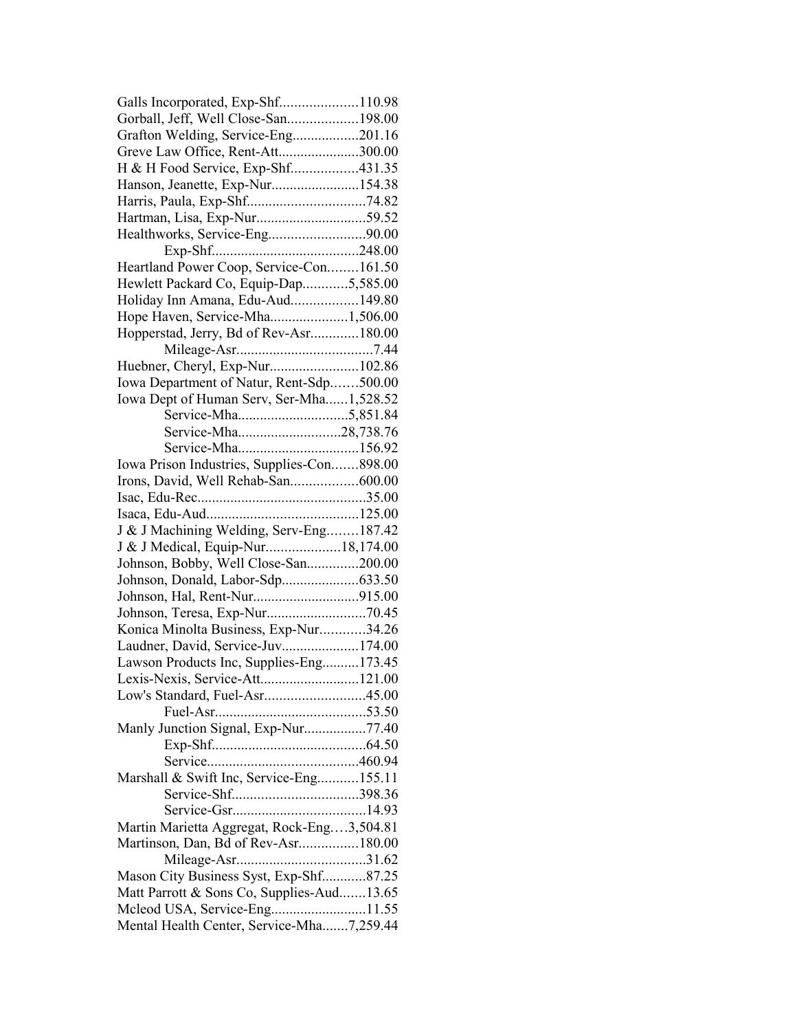Galls Incorporated, Exp-Shf.....................110.98
Gorball, Jeff, Well Close-San...................198.00
Grafton Welding, Service-Eng..................201.16
Greve Law Office, Rent-Att......................300.00
H & H Food Service, Exp-Shf..................431.35
Hanson, Jeanette, Exp-Nur........................154.38
Harris, Paula, Exp-Shf................................74.82
Hartman, Lisa, Exp-Nur.............................59.52
Healthworks, Service-Eng..........................90.00
Exp-Shf.......................................248.00
Heartland Power Coop, Service-Con........161.50
Hewlett Packard Co, Equip-Dap............5,585.00
Holiday Inn Amana, Edu-Aud..................149.80
Hope Haven, Service-Mha.....................1,506.00
Hopperstad, Jerry, Bd of Rev-Asr.............180.00
Mileage-Asr....................................7.44
Huebner, Cheryl, Exp-Nur........................102.86
Iowa Department of Natur, Rent-Sdp.......500.00
Iowa Dept of Human Serv, Ser-Mha......1,528.52
Service-Mha.............................5,851.84
Service-Mha...........................28,738.76
Service-Mha................................156.92
Iowa Prison Industries, Supplies-Con.......898.00
Irons, David, Well Rehab-San..................600.00
Isac, Edu-Rec.............................................35.00
Isaca, Edu-Aud.........................................125.00
J & J Machining Welding, Serv-Eng........187.42
J & J Medical, Equip-Nur....................18,174.00
Johnson, Bobby, Well Close-San.............200.00
Johnson, Donald, Labor-Sdp.....................633.50
Johnson, Hal, Rent-Nur............................915.00
Johnson, Teresa, Exp-Nur..........................70.45
Konica Minolta Business, Exp-Nur............34.26
Laudner, David, Service-Juv.....................174.00
Lawson Products Inc, Supplies-Eng..........173.45
Lexis-Nexis, Service-Att...........................121.00
Low's Standard, Fuel-Asr...........................45.00
Fuel-Asr.........................................53.50
Manly Junction Signal, Exp-Nur.................77.40
Exp-Shf.........................................64.50
Service........................................460.94
Marshall & Swift Inc, Service-Eng...........155.11
Service-Shf..................................398.36
Service-Gsr....................................14.93
Martin Marietta Aggregat, Rock-Eng....3,504.81
Martinson, Dan, Bd of Rev-Asr................180.00
Mileage-Asr..................................31.62
Mason City Business Syst, Exp-Shf............87.25
Matt Parrott & Sons Co, Supplies-Aud.......13.65
Mcleod USA, Service-Eng..........................11.55
Mental Health Center, Service-Mha.......7,259.44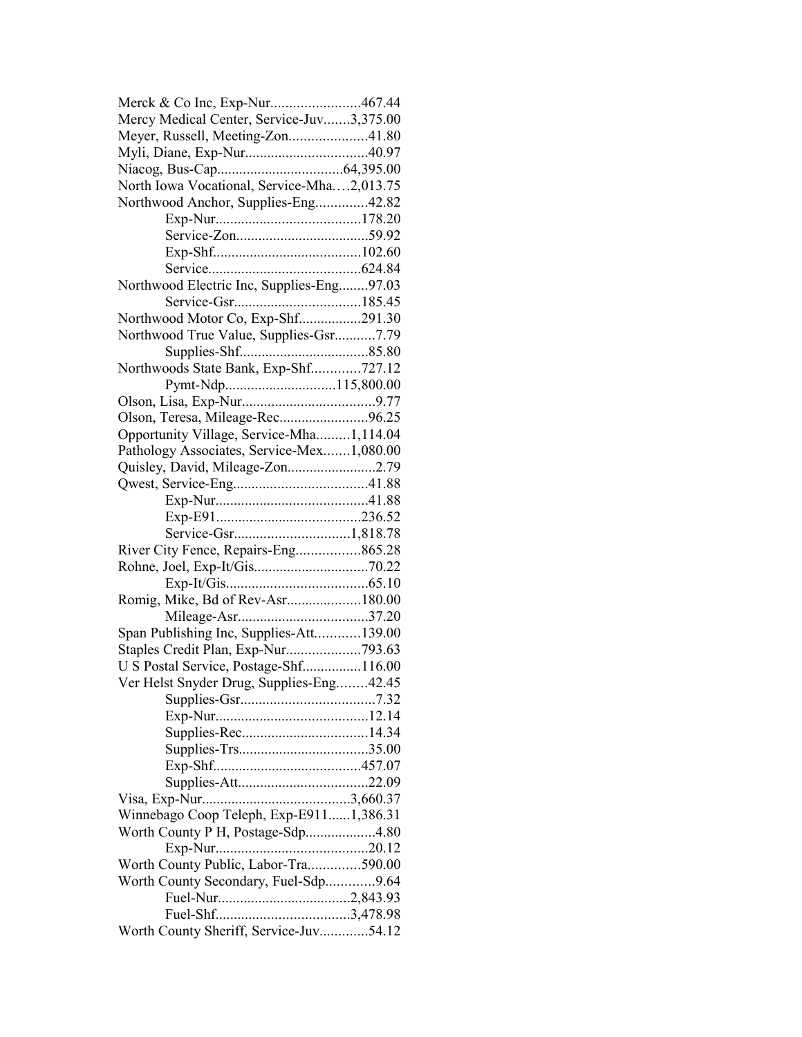Merck & Co Inc, Exp-Nur........................467.44
Mercy Medical Center, Service-Juv.......3,375.00
Meyer, Russell, Meeting-Zon.....................41.80
Myli, Diane, Exp-Nur................................40.97
Niacog, Bus-Cap.................................64,395.00
North Iowa Vocational, Service-Mha….2,013.75
Northwood Anchor, Supplies-Eng..............42.82
Exp-Nur.......................................178.20
Service-Zon...................................59.92
Exp-Shf.......................................102.60
Service........................................624.84
Northwood Electric Inc, Supplies-Eng........97.03
Service-Gsr..................................185.45
Northwood Motor Co, Exp-Shf................291.30
Northwood True Value, Supplies-Gsr...........7.79
Supplies-Shf..................................85.80
Northwoods State Bank, Exp-Shf.............727.12
Pymt-Ndp.............................115,800.00
Olson, Lisa, Exp-Nur...................................9.77
Olson, Teresa, Mileage-Rec........................96.25
Opportunity Village, Service-Mha.........1,114.04
Pathology Associates, Service-Mex.......1,080.00
Quisley, David, Mileage-Zon........................2.79
Qwest, Service-Eng....................................41.88
Exp-Nur........................................41.88
Exp-E91.......................................236.52
Service-Gsr...............................1,818.78
River City Fence, Repairs-Eng.................865.28
Rohne, Joel, Exp-It/Gis..............................70.22
Exp-It/Gis......................................65.10
Romig, Mike, Bd of Rev-Asr....................180.00
Mileage-Asr...................................37.20
Span Publishing Inc, Supplies-Att............139.00
Staples Credit Plan, Exp-Nur....................793.63
U S Postal Service, Postage-Shf................116.00
Ver Helst Snyder Drug, Supplies-Eng........42.45
Supplies-Gsr....................................7.32
Exp-Nur........................................12.14
Supplies-Rec..................................14.34
Supplies-Trs..................................35.00
Exp-Shf.......................................457.07
Supplies-Att..................................22.09
Visa, Exp-Nur........................................3,660.37
Winnebago Coop Teleph, Exp-E911......1,386.31
Worth County P H, Postage-Sdp...................4.80
Exp-Nur........................................20.12
Worth County Public, Labor-Tra..............590.00
Worth County Secondary, Fuel-Sdp.............9.64
Fuel-Nur...................................2,843.93
Fuel-Shf...................................3,478.98
Worth County Sheriff, Service-Juv.............54.12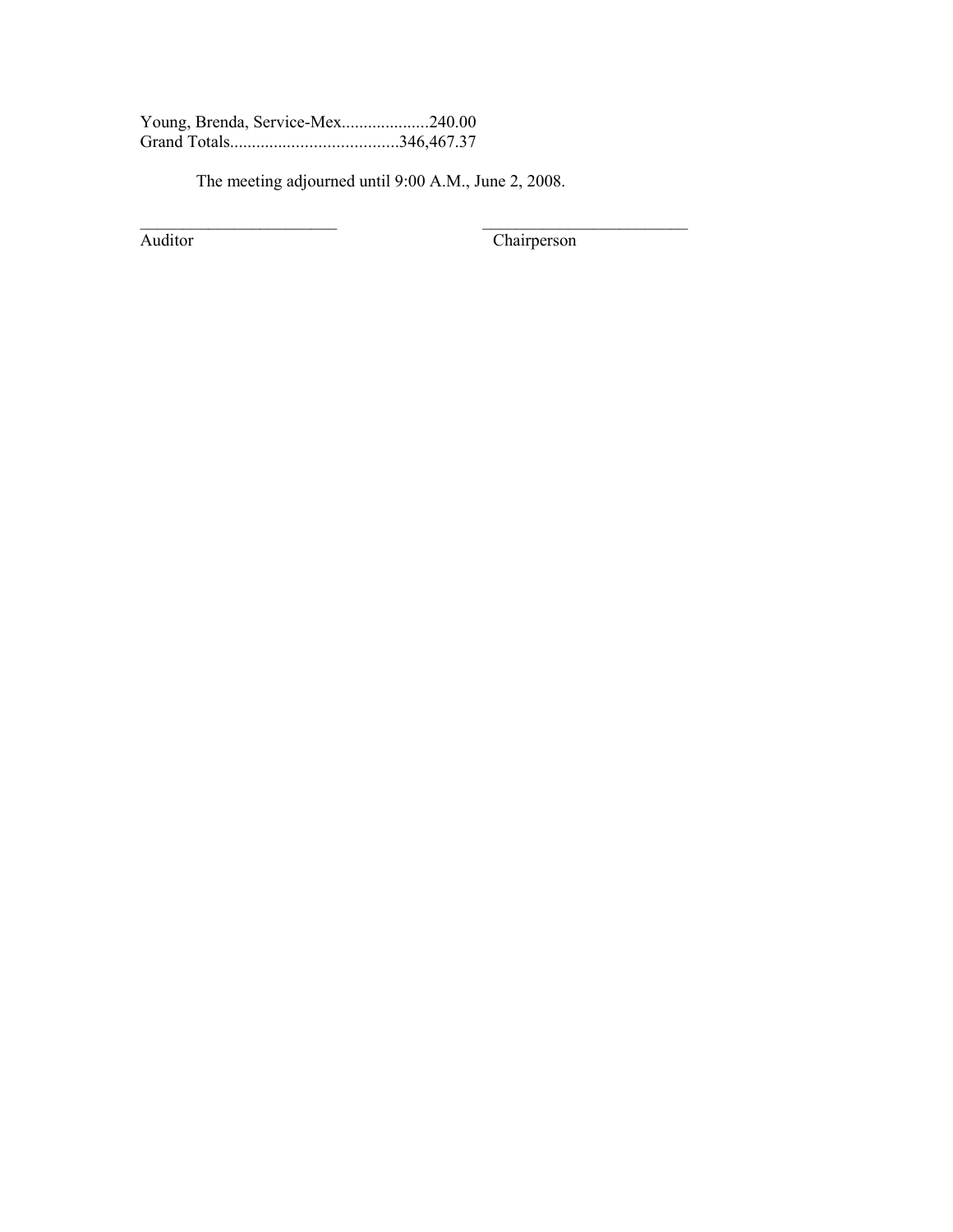Young, Brenda, Service-Mex....................240.00
Grand Totals......................................346,467.37

The meeting adjourned until 9:00 A.M., June 2, 2008.

________________________ ________________________
Auditor Chairperson